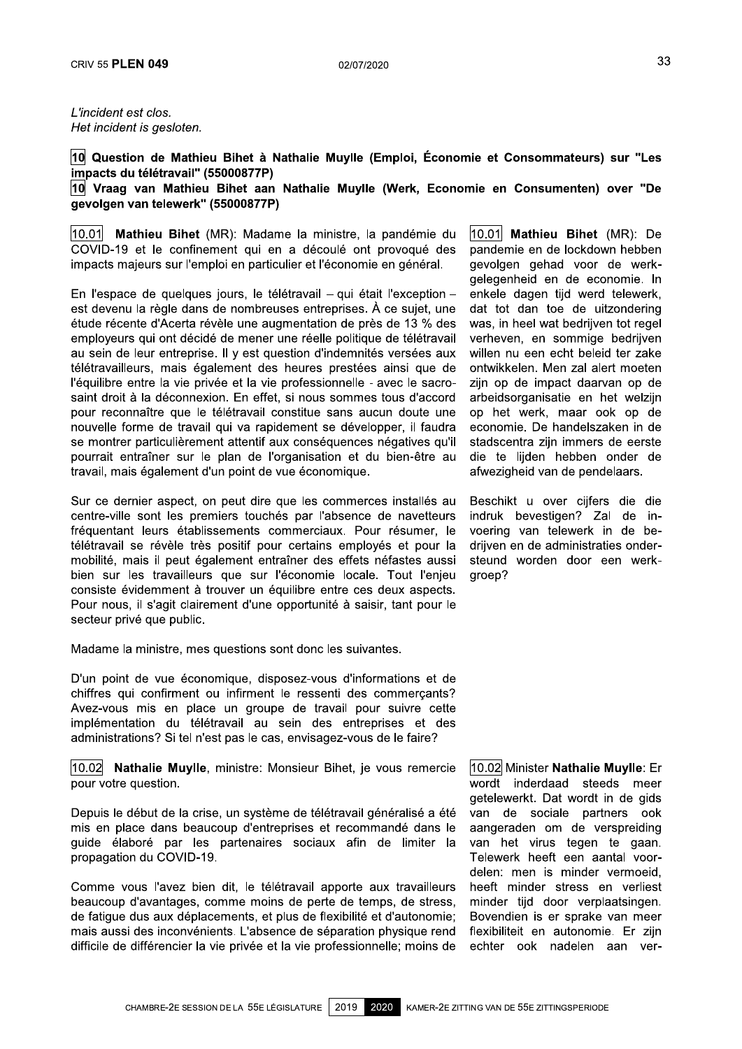*L'incident est clos.*
*Het incident is gesloten.*

## 10 Question de Mathieu Bihet à Nathalie Muylle (Emploi, Économie et Consommateurs) sur "Les impacts du télétravail" (55000877P)

## 10 Vraag van Mathieu Bihet aan Nathalie Muylle (Werk, Economie en Consumenten) over "De gevolgen van telewerk" (55000877P)

10.01 **Mathieu Bihet** (MR): Madame la ministre, la pandémie du COVID-19 et le confinement qui en a découlé ont provoqué des impacts majeurs sur l'emploi en particulier et l'économie en général.

En l'espace de quelques jours, le télétravail – qui était l'exception – est devenu la règle dans de nombreuses entreprises. À ce sujet, une étude récente d'Acerta révèle une augmentation de près de 13 % des employeurs qui ont décidé de mener une réelle politique de télétravail au sein de leur entreprise. Il y est question d'indemnités versées aux télétravailleurs, mais également des heures prestées ainsi que de l'équilibre entre la vie privée et la vie professionnelle - avec le sacro-saint droit à la déconnexion. En effet, si nous sommes tous d'accord pour reconnaître que le télétravail constitue sans aucun doute une nouvelle forme de travail qui va rapidement se développer, il faudra se montrer particulièrement attentif aux conséquences négatives qu'il pourrait entraîner sur le plan de l'organisation et du bien-être au travail, mais également d'un point de vue économique.

Sur ce dernier aspect, on peut dire que les commerces installés au centre-ville sont les premiers touchés par l'absence de navetteurs fréquentant leurs établissements commerciaux. Pour résumer, le télétravail se révèle très positif pour certains employés et pour la mobilité, mais il peut également entraîner des effets néfastes aussi bien sur les travailleurs que sur l'économie locale. Tout l'enjeu consiste évidemment à trouver un équilibre entre ces deux aspects. Pour nous, il s'agit clairement d'une opportunité à saisir, tant pour le secteur privé que public.

Madame la ministre, mes questions sont donc les suivantes.

D'un point de vue économique, disposez-vous d'informations et de chiffres qui confirment ou infirment le ressenti des commerçants? Avez-vous mis en place un groupe de travail pour suivre cette implémentation du télétravail au sein des entreprises et des administrations? Si tel n'est pas le cas, envisagez-vous de le faire?

10.01 **Mathieu Bihet** (MR): De pandemie en de lockdown hebben gevolgen gehad voor de werkgelegenheid en de economie. In enkele dagen tijd werd telewerk, dat tot dan toe de uitzondering was, in heel wat bedrijven tot regel verheven, en sommige bedrijven willen nu een echt beleid ter zake ontwikkelen. Men zal alert moeten zijn op de impact daarvan op de arbeidsorganisatie en het welzijn op het werk, maar ook op de economie. De handelszaken in de stadscentra zijn immers de eerste die te lijden hebben onder de afwezigheid van de pendelaars.

Beschikt u over cijfers die die indruk bevestigen? Zal de invoering van telewerk in de bedrijven en de administraties ondersteund worden door een werkgroep?

10.02 **Nathalie Muylle**, ministre: Monsieur Bihet, je vous remercie pour votre question.

Depuis le début de la crise, un système de télétravail généralisé a été mis en place dans beaucoup d'entreprises et recommandé dans le guide élaboré par les partenaires sociaux afin de limiter la propagation du COVID-19.

Comme vous l'avez bien dit, le télétravail apporte aux travailleurs beaucoup d'avantages, comme moins de perte de temps, de stress, de fatigue dus aux déplacements, et plus de flexibilité et d'autonomie; mais aussi des inconvénients. L'absence de séparation physique rend difficile de différencier la vie privée et la vie professionnelle; moins de

10.02 Minister **Nathalie Muylle**: Er wordt inderdaad steeds meer getelewerkt. Dat wordt in de gids van de sociale partners ook aangeraden om de verspreiding van het virus tegen te gaan. Telewerk heeft een aantal voordelen: men is minder vermoeid, heeft minder stress en verliest minder tijd door verplaatsingen. Bovendien is er sprake van meer flexibiliteit en autonomie. Er zijn echter ook nadelen aan ver-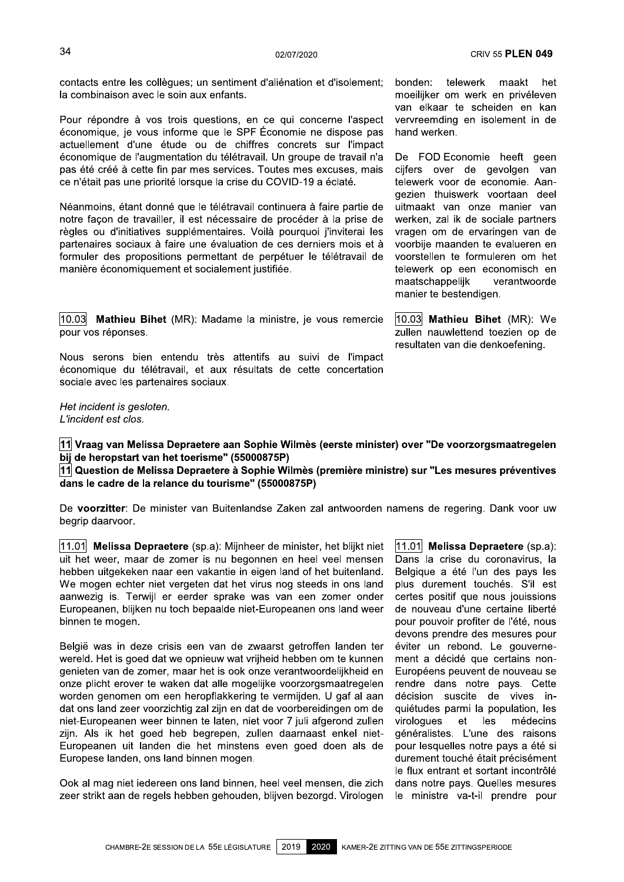contacts entre les collègues; un sentiment d'aliénation et d'isolement; la combinaison avec le soin aux enfants.

Pour répondre à vos trois questions, en ce qui concerne l'aspect économique, je vous informe que le SPF Économie ne dispose pas actuellement d'une étude ou de chiffres concrets sur l'impact économique de l'augmentation du télétravail. Un groupe de travail n'a pas été créé à cette fin par mes services. Toutes mes excuses, mais ce n'était pas une priorité lorsque la crise du COVID-19 a éclaté.

Néanmoins, étant donné que le télétravail continuera à faire partie de notre façon de travailler, il est nécessaire de procéder à la prise de règles ou d'initiatives supplémentaires. Voilà pourquoi j'inviterai les partenaires sociaux à faire une évaluation de ces derniers mois et à formuler des propositions permettant de perpétuer le télétravail de manière économiquement et socialement justifiée.

bonden: telewerk maakt het moeilijker om werk en privéleven van elkaar te scheiden en kan vervreemding en isolement in de hand werken.

De FOD Economie heeft geen cijfers over de gevolgen van telewerk voor de economie. Aangezien thuiswerk voortaan deel uitmaakt van onze manier van werken, zal ik de sociale partners vragen om de ervaringen van de voorbije maanden te evalueren en voorstellen te formuleren om het telewerk op een economisch en maatschappelijk verantwoorde manier te bestendigen.

10.03 **Mathieu Bihet** (MR): Madame la ministre, je vous remercie pour vos réponses.

Nous serons bien entendu très attentifs au suivi de l'impact économique du télétravail, et aux résultats de cette concertation sociale avec les partenaires sociaux.

10.03 **Mathieu Bihet** (MR): We zullen nauwlettend toezien op de resultaten van die denkoefening.

*Het incident is gesloten.*
*L'incident est clos.*

### 11 Vraag van Melissa Depraetere aan Sophie Wilmès (eerste minister) over "De voorzorgsmaatregelen bij de heropstart van het toerisme" (55000875P)

### 11 Question de Melissa Depraetere à Sophie Wilmès (première ministre) sur "Les mesures préventives dans le cadre de la relance du tourisme" (55000875P)

De **voorzitter**: De minister van Buitenlandse Zaken zal antwoorden namens de regering. Dank voor uw begrip daarvoor.

11.01 **Melissa Depraetere** (sp.a): Mijnheer de minister, het blijkt niet uit het weer, maar de zomer is nu begonnen en heel veel mensen hebben uitgekeken naar een vakantie in eigen land of het buitenland. We mogen echter niet vergeten dat het virus nog steeds in ons land aanwezig is. Terwijl er eerder sprake was van een zomer onder Europeanen, blijken nu toch bepaalde niet-Europeanen ons land weer binnen te mogen.

België was in deze crisis een van de zwaarst getroffen landen ter wereld. Het is goed dat we opnieuw wat vrijheid hebben om te kunnen genieten van de zomer, maar het is ook onze verantwoordelijkheid en onze plicht erover te waken dat alle mogelijke voorzorgsmaatregelen worden genomen om een heropflakkering te vermijden. U gaf al aan dat ons land zeer voorzichtig zal zijn en dat de voorbereidingen om de niet-Europeanen weer binnen te laten, niet voor 7 juli afgerond zullen zijn. Als ik het goed heb begrepen, zullen daarnaast enkel niet-Europeanen uit landen die het minstens even goed doen als de Europese landen, ons land binnen mogen.

Ook al mag niet iedereen ons land binnen, heel veel mensen, die zich zeer strikt aan de regels hebben gehouden, blijven bezorgd. Virologen

11.01 **Melissa Depraetere** (sp.a): Dans la crise du coronavirus, la Belgique a été l'un des pays les plus durement touchés. S'il est certes positif que nous jouissions de nouveau d'une certaine liberté pour pouvoir profiter de l'été, nous devons prendre des mesures pour éviter un rebond. Le gouvernement a décidé que certains non-Européens peuvent de nouveau se rendre dans notre pays. Cette décision suscite de vives inquiétudes parmi la population, les virologues et les médecins généralistes. L'une des raisons pour lesquelles notre pays a été si durement touché était précisément le flux entrant et sortant incontrôlé dans notre pays. Quelles mesures le ministre va-t-il prendre pour